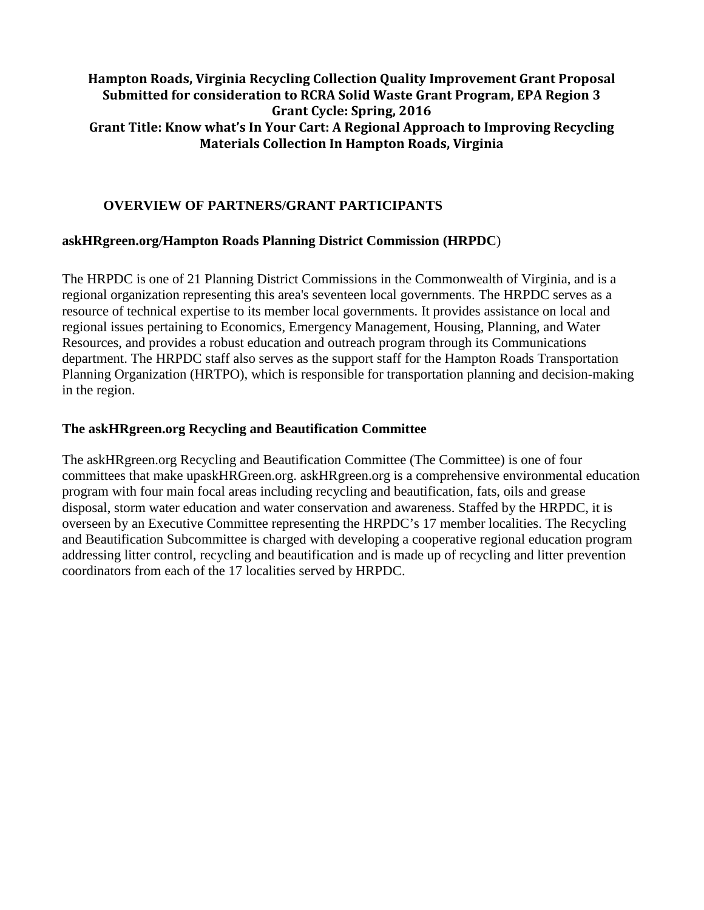# Hampton Roads, Virginia Recycling Collection Quality Improvement Grant Proposal
# Submitted for consideration to RCRA Solid Waste Grant Program, EPA Region 3
# Grant Cycle: Spring, 2016
# Grant Title: Know what's In Your Cart: A Regional Approach to Improving Recycling Materials Collection In Hampton Roads, Virginia

## OVERVIEW OF PARTNERS/GRANT PARTICIPANTS

### askHRgreen.org/Hampton Roads Planning District Commission (HRPDC)

The HRPDC is one of 21 Planning District Commissions in the Commonwealth of Virginia, and is a regional organization representing this area's seventeen local governments. The HRPDC serves as a resource of technical expertise to its member local governments. It provides assistance on local and regional issues pertaining to Economics, Emergency Management, Housing, Planning, and Water Resources, and provides a robust education and outreach program through its Communications department. The HRPDC staff also serves as the support staff for the Hampton Roads Transportation Planning Organization (HRTPO), which is responsible for transportation planning and decision-making in the region.

### The askHRgreen.org Recycling and Beautification Committee

The askHRgreen.org Recycling and Beautification Committee (The Committee) is one of four committees that make upaskHRGreen.org. askHRgreen.org is a comprehensive environmental education program with four main focal areas including recycling and beautification, fats, oils and grease disposal, storm water education and water conservation and awareness. Staffed by the HRPDC, it is overseen by an Executive Committee representing the HRPDC's 17 member localities. The Recycling and Beautification Subcommittee is charged with developing a cooperative regional education program addressing litter control, recycling and beautification and is made up of recycling and litter prevention coordinators from each of the 17 localities served by HRPDC.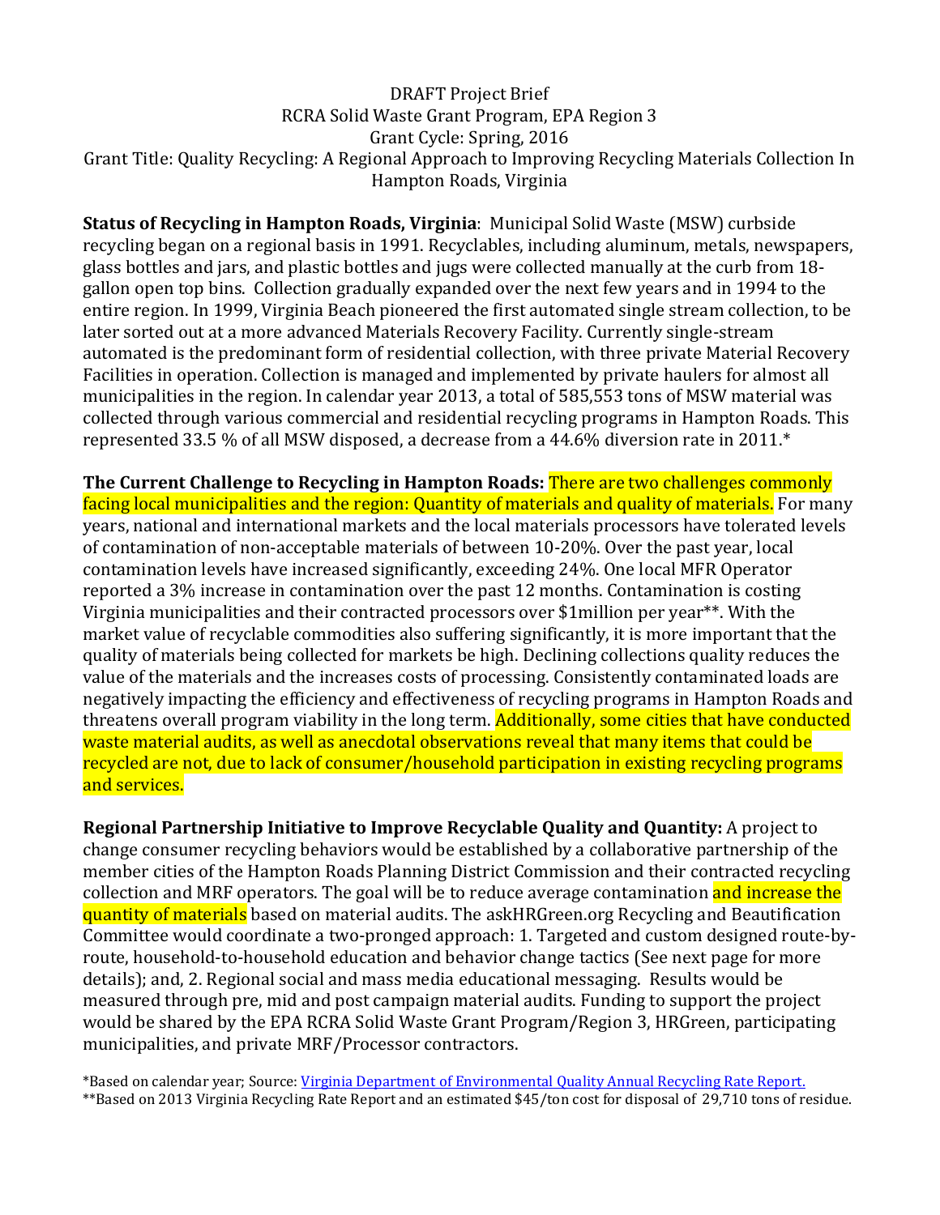DRAFT Project Brief
RCRA Solid Waste Grant Program, EPA Region 3
Grant Cycle: Spring, 2016
Grant Title: Quality Recycling: A Regional Approach to Improving Recycling Materials Collection In Hampton Roads, Virginia

**Status of Recycling in Hampton Roads, Virginia**: Municipal Solid Waste (MSW) curbside recycling began on a regional basis in 1991. Recyclables, including aluminum, metals, newspapers, glass bottles and jars, and plastic bottles and jugs were collected manually at the curb from 18-gallon open top bins. Collection gradually expanded over the next few years and in 1994 to the entire region. In 1999, Virginia Beach pioneered the first automated single stream collection, to be later sorted out at a more advanced Materials Recovery Facility. Currently single-stream automated is the predominant form of residential collection, with three private Material Recovery Facilities in operation. Collection is managed and implemented by private haulers for almost all municipalities in the region. In calendar year 2013, a total of 585,553 tons of MSW material was collected through various commercial and residential recycling programs in Hampton Roads. This represented 33.5 % of all MSW disposed, a decrease from a 44.6% diversion rate in 2011.*

**The Current Challenge to Recycling in Hampton Roads:** There are two challenges commonly facing local municipalities and the region: Quantity of materials and quality of materials. For many years, national and international markets and the local materials processors have tolerated levels of contamination of non-acceptable materials of between 10-20%. Over the past year, local contamination levels have increased significantly, exceeding 24%. One local MFR Operator reported a 3% increase in contamination over the past 12 months. Contamination is costing Virginia municipalities and their contracted processors over $1million per year**. With the market value of recyclable commodities also suffering significantly, it is more important that the quality of materials being collected for markets be high. Declining collections quality reduces the value of the materials and the increases costs of processing. Consistently contaminated loads are negatively impacting the efficiency and effectiveness of recycling programs in Hampton Roads and threatens overall program viability in the long term. Additionally, some cities that have conducted waste material audits, as well as anecdotal observations reveal that many items that could be recycled are not, due to lack of consumer/household participation in existing recycling programs and services.

**Regional Partnership Initiative to Improve Recyclable Quality and Quantity:** A project to change consumer recycling behaviors would be established by a collaborative partnership of the member cities of the Hampton Roads Planning District Commission and their contracted recycling collection and MRF operators. The goal will be to reduce average contamination and increase the quantity of materials based on material audits. The askHRGreen.org Recycling and Beautification Committee would coordinate a two-pronged approach: 1. Targeted and custom designed route-by-route, household-to-household education and behavior change tactics (See next page for more details); and, 2. Regional social and mass media educational messaging. Results would be measured through pre, mid and post campaign material audits. Funding to support the project would be shared by the EPA RCRA Solid Waste Grant Program/Region 3, HRGreen, participating municipalities, and private MRF/Processor contractors.

*Based on calendar year; Source: [Virginia Department of Environmental Quality Annual Recycling Rate Report.]
**Based on 2013 Virginia Recycling Rate Report and an estimated $45/ton cost for disposal of 29,710 tons of residue.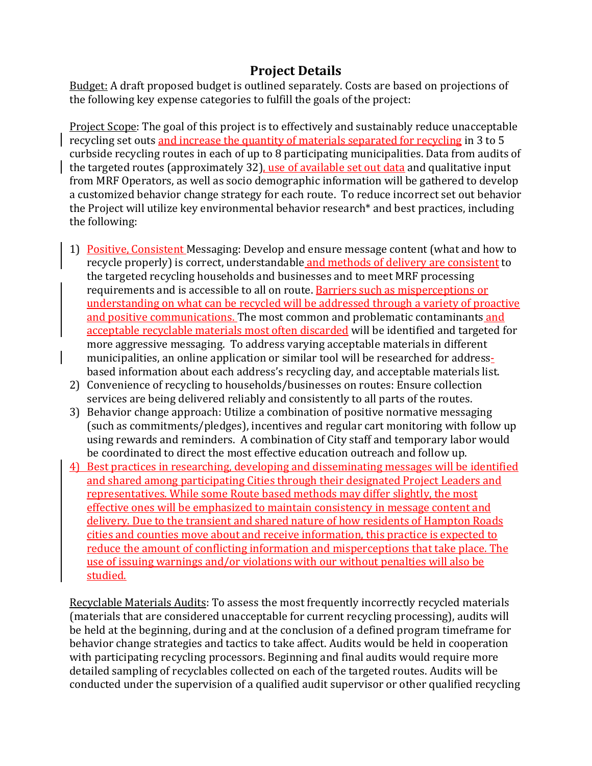# Project Details

Budget: A draft proposed budget is outlined separately. Costs are based on projections of the following key expense categories to fulfill the goals of the project:

Project Scope: The goal of this project is to effectively and sustainably reduce unacceptable recycling set outs and increase the quantity of materials separated for recycling in 3 to 5 curbside recycling routes in each of up to 8 participating municipalities. Data from audits of the targeted routes (approximately 32), use of available set out data and qualitative input from MRF Operators, as well as socio demographic information will be gathered to develop a customized behavior change strategy for each route. To reduce incorrect set out behavior the Project will utilize key environmental behavior research* and best practices, including the following:

1) Positive, Consistent Messaging: Develop and ensure message content (what and how to recycle properly) is correct, understandable and methods of delivery are consistent to the targeted recycling households and businesses and to meet MRF processing requirements and is accessible to all on route. Barriers such as misperceptions or understanding on what can be recycled will be addressed through a variety of proactive and positive communications. The most common and problematic contaminants and acceptable recyclable materials most often discarded will be identified and targeted for more aggressive messaging. To address varying acceptable materials in different municipalities, an online application or similar tool will be researched for address-based information about each address's recycling day, and acceptable materials list.
2) Convenience of recycling to households/businesses on routes: Ensure collection services are being delivered reliably and consistently to all parts of the routes.
3) Behavior change approach: Utilize a combination of positive normative messaging (such as commitments/pledges), incentives and regular cart monitoring with follow up using rewards and reminders. A combination of City staff and temporary labor would be coordinated to direct the most effective education outreach and follow up.
4) Best practices in researching, developing and disseminating messages will be identified and shared among participating Cities through their designated Project Leaders and representatives. While some Route based methods may differ slightly, the most effective ones will be emphasized to maintain consistency in message content and delivery. Due to the transient and shared nature of how residents of Hampton Roads cities and counties move about and receive information, this practice is expected to reduce the amount of conflicting information and misperceptions that take place. The use of issuing warnings and/or violations with our without penalties will also be studied.

Recyclable Materials Audits: To assess the most frequently incorrectly recycled materials (materials that are considered unacceptable for current recycling processing), audits will be held at the beginning, during and at the conclusion of a defined program timeframe for behavior change strategies and tactics to take affect. Audits would be held in cooperation with participating recycling processors. Beginning and final audits would require more detailed sampling of recyclables collected on each of the targeted routes. Audits will be conducted under the supervision of a qualified audit supervisor or other qualified recycling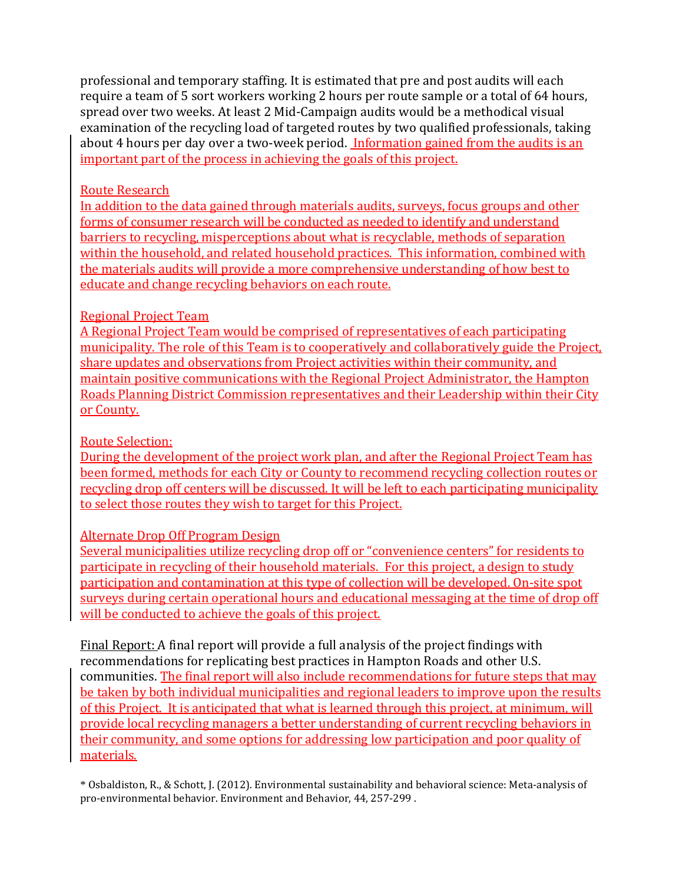professional and temporary staffing. It is estimated that pre and post audits will each require a team of 5 sort workers working 2 hours per route sample or a total of 64 hours, spread over two weeks. At least 2 Mid-Campaign audits would be a methodical visual examination of the recycling load of targeted routes by two qualified professionals, taking about 4 hours per day over a two-week period. Information gained from the audits is an important part of the process in achieving the goals of this project.

Route Research

In addition to the data gained through materials audits, surveys, focus groups and other forms of consumer research will be conducted as needed to identify and understand barriers to recycling, misperceptions about what is recyclable, methods of separation within the household, and related household practices. This information, combined with the materials audits will provide a more comprehensive understanding of how best to educate and change recycling behaviors on each route.

Regional Project Team

A Regional Project Team would be comprised of representatives of each participating municipality. The role of this Team is to cooperatively and collaboratively guide the Project, share updates and observations from Project activities within their community, and maintain positive communications with the Regional Project Administrator, the Hampton Roads Planning District Commission representatives and their Leadership within their City or County.

Route Selection:

During the development of the project work plan, and after the Regional Project Team has been formed, methods for each City or County to recommend recycling collection routes or recycling drop off centers will be discussed. It will be left to each participating municipality to select those routes they wish to target for this Project.

Alternate Drop Off Program Design

Several municipalities utilize recycling drop off or "convenience centers" for residents to participate in recycling of their household materials. For this project, a design to study participation and contamination at this type of collection will be developed. On-site spot surveys during certain operational hours and educational messaging at the time of drop off will be conducted to achieve the goals of this project.

Final Report: A final report will provide a full analysis of the project findings with recommendations for replicating best practices in Hampton Roads and other U.S. communities. The final report will also include recommendations for future steps that may be taken by both individual municipalities and regional leaders to improve upon the results of this Project. It is anticipated that what is learned through this project, at minimum, will provide local recycling managers a better understanding of current recycling behaviors in their community, and some options for addressing low participation and poor quality of materials.

* Osbaldiston, R., & Schott, J. (2012). Environmental sustainability and behavioral science: Meta-analysis of pro-environmental behavior. Environment and Behavior, 44, 257-299 .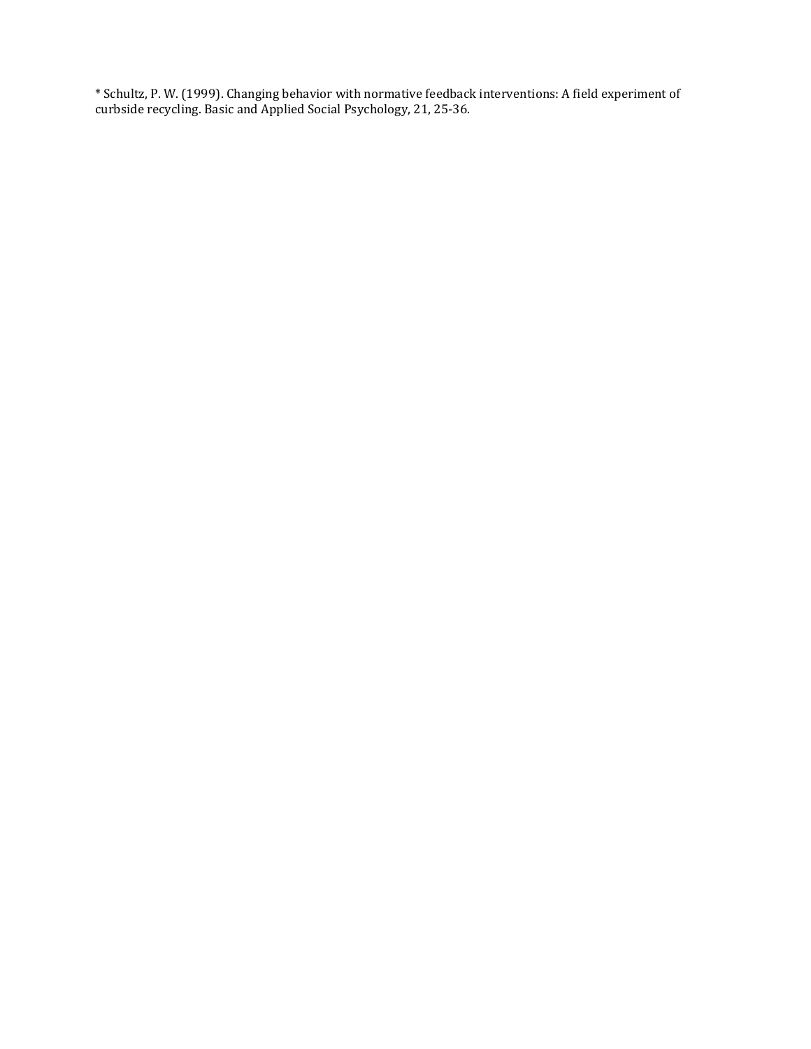* Schultz, P. W. (1999). Changing behavior with normative feedback interventions: A field experiment of curbside recycling. Basic and Applied Social Psychology, 21, 25-36.